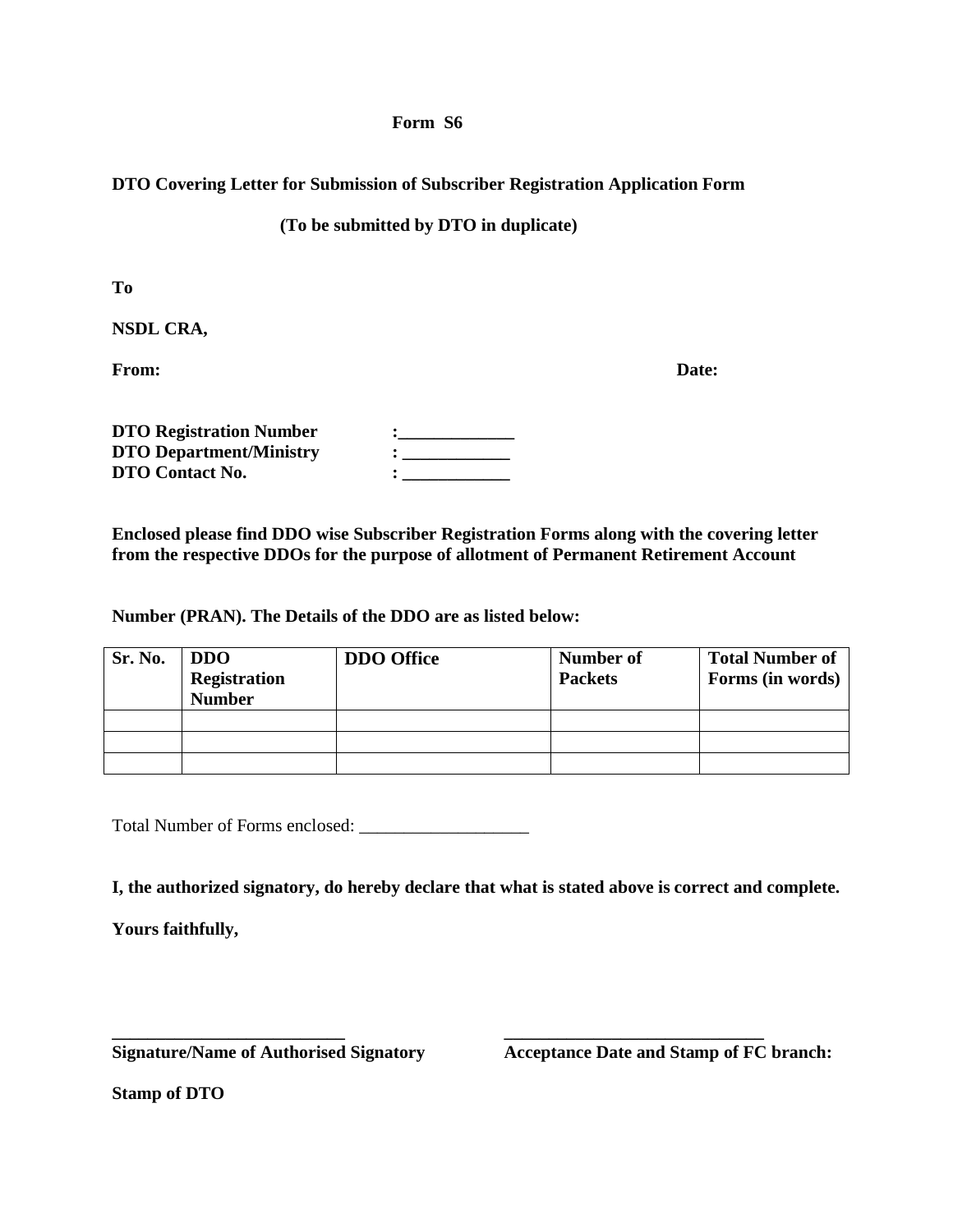**Form S6**

**DTO Covering Letter for Submission of Subscriber Registration Application Form**

**(To be submitted by DTO in duplicate)**

**To**

**NSDL CRA,**

**From:** **Date:**

**DTO Registration Number** :_____________
**DTO Department/Ministry** : ____________
**DTO Contact No.** : ____________

**Enclosed please find DDO wise Subscriber Registration Forms along with the covering letter from the respective DDOs for the purpose of allotment of Permanent Retirement Account**

**Number (PRAN). The Details of the DDO are as listed below:**

| Sr. No. | DDO Registration Number | DDO Office | Number of Packets | Total Number of Forms (in words) |
|---|---|---|---|---|
| | | | | |
| | | | | |
| | | | | |

Total Number of Forms enclosed: ___________________

**I, the authorized signatory, do hereby declare that what is stated above is correct and complete.**

**Yours faithfully,**

**__________________________** **______________________________**
**Signature/Name of Authorised Signatory** **Acceptance Date and Stamp of FC branch:**

**Stamp of DTO**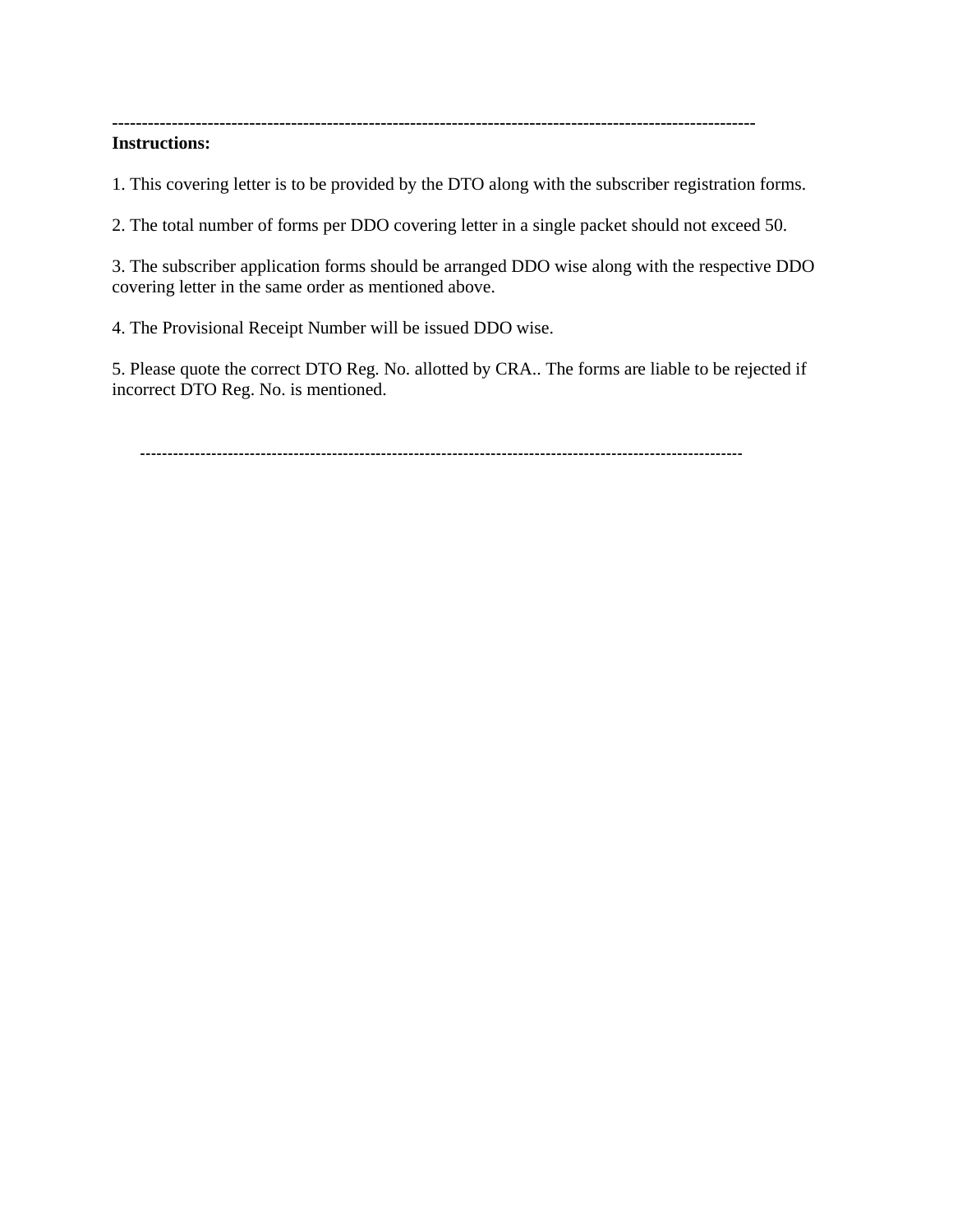------------------------------------------------------------------------------------------------------------

**Instructions:**

1. This covering letter is to be provided by the DTO along with the subscriber registration forms.

2. The total number of forms per DDO covering letter in a single packet should not exceed 50.

3. The subscriber application forms should be arranged DDO wise along with the respective DDO covering letter in the same order as mentioned above.

4. The Provisional Receipt Number will be issued DDO wise.

5. Please quote the correct DTO Reg. No. allotted by CRA.. The forms are liable to be rejected if incorrect DTO Reg. No. is mentioned.

------------------------------------------------------------------------------------------------------------